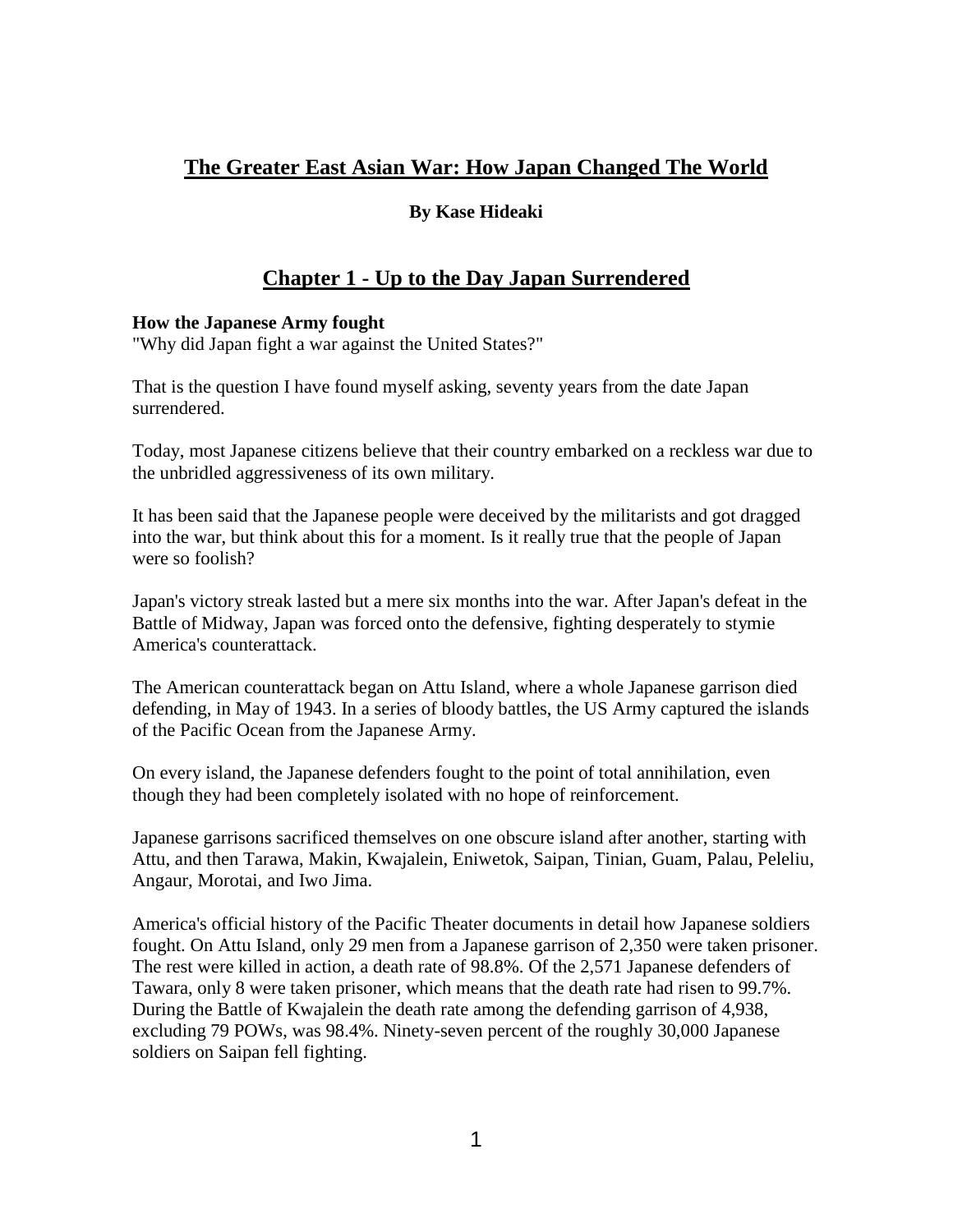# The Greater East Asian War: How Japan Changed The World

**By Kase Hideaki**

## Chapter 1 - Up to the Day Japan Surrendered

**How the Japanese Army fought**
"Why did Japan fight a war against the United States?"

That is the question I have found myself asking, seventy years from the date Japan surrendered.

Today, most Japanese citizens believe that their country embarked on a reckless war due to the unbridled aggressiveness of its own military.

It has been said that the Japanese people were deceived by the militarists and got dragged into the war, but think about this for a moment. Is it really true that the people of Japan were so foolish?

Japan's victory streak lasted but a mere six months into the war. After Japan's defeat in the Battle of Midway, Japan was forced onto the defensive, fighting desperately to stymie America's counterattack.

The American counterattack began on Attu Island, where a whole Japanese garrison died defending, in May of 1943. In a series of bloody battles, the US Army captured the islands of the Pacific Ocean from the Japanese Army.

On every island, the Japanese defenders fought to the point of total annihilation, even though they had been completely isolated with no hope of reinforcement.

Japanese garrisons sacrificed themselves on one obscure island after another, starting with Attu, and then Tarawa, Makin, Kwajalein, Eniwetok, Saipan, Tinian, Guam, Palau, Peleliu, Angaur, Morotai, and Iwo Jima.

America's official history of the Pacific Theater documents in detail how Japanese soldiers fought. On Attu Island, only 29 men from a Japanese garrison of 2,350 were taken prisoner. The rest were killed in action, a death rate of 98.8%. Of the 2,571 Japanese defenders of Tawara, only 8 were taken prisoner, which means that the death rate had risen to 99.7%. During the Battle of Kwajalein the death rate among the defending garrison of 4,938, excluding 79 POWs, was 98.4%. Ninety-seven percent of the roughly 30,000 Japanese soldiers on Saipan fell fighting.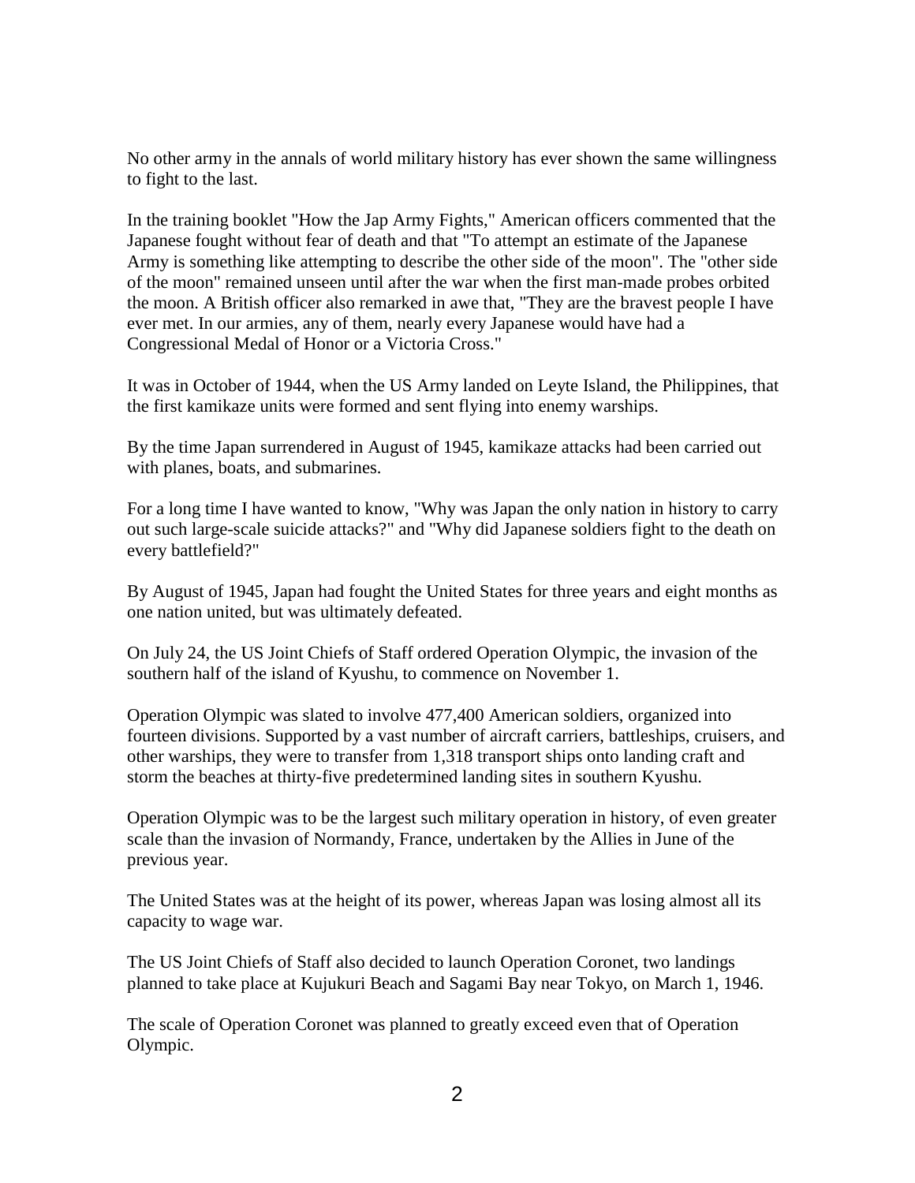No other army in the annals of world military history has ever shown the same willingness to fight to the last.

In the training booklet "How the Jap Army Fights," American officers commented that the Japanese fought without fear of death and that "To attempt an estimate of the Japanese Army is something like attempting to describe the other side of the moon". The "other side of the moon" remained unseen until after the war when the first man-made probes orbited the moon. A British officer also remarked in awe that, "They are the bravest people I have ever met. In our armies, any of them, nearly every Japanese would have had a Congressional Medal of Honor or a Victoria Cross."

It was in October of 1944, when the US Army landed on Leyte Island, the Philippines, that the first kamikaze units were formed and sent flying into enemy warships.

By the time Japan surrendered in August of 1945, kamikaze attacks had been carried out with planes, boats, and submarines.

For a long time I have wanted to know, "Why was Japan the only nation in history to carry out such large-scale suicide attacks?" and "Why did Japanese soldiers fight to the death on every battlefield?"

By August of 1945, Japan had fought the United States for three years and eight months as one nation united, but was ultimately defeated.

On July 24, the US Joint Chiefs of Staff ordered Operation Olympic, the invasion of the southern half of the island of Kyushu, to commence on November 1.

Operation Olympic was slated to involve 477,400 American soldiers, organized into fourteen divisions. Supported by a vast number of aircraft carriers, battleships, cruisers, and other warships, they were to transfer from 1,318 transport ships onto landing craft and storm the beaches at thirty-five predetermined landing sites in southern Kyushu.

Operation Olympic was to be the largest such military operation in history, of even greater scale than the invasion of Normandy, France, undertaken by the Allies in June of the previous year.

The United States was at the height of its power, whereas Japan was losing almost all its capacity to wage war.

The US Joint Chiefs of Staff also decided to launch Operation Coronet, two landings planned to take place at Kujukuri Beach and Sagami Bay near Tokyo, on March 1, 1946.

The scale of Operation Coronet was planned to greatly exceed even that of Operation Olympic.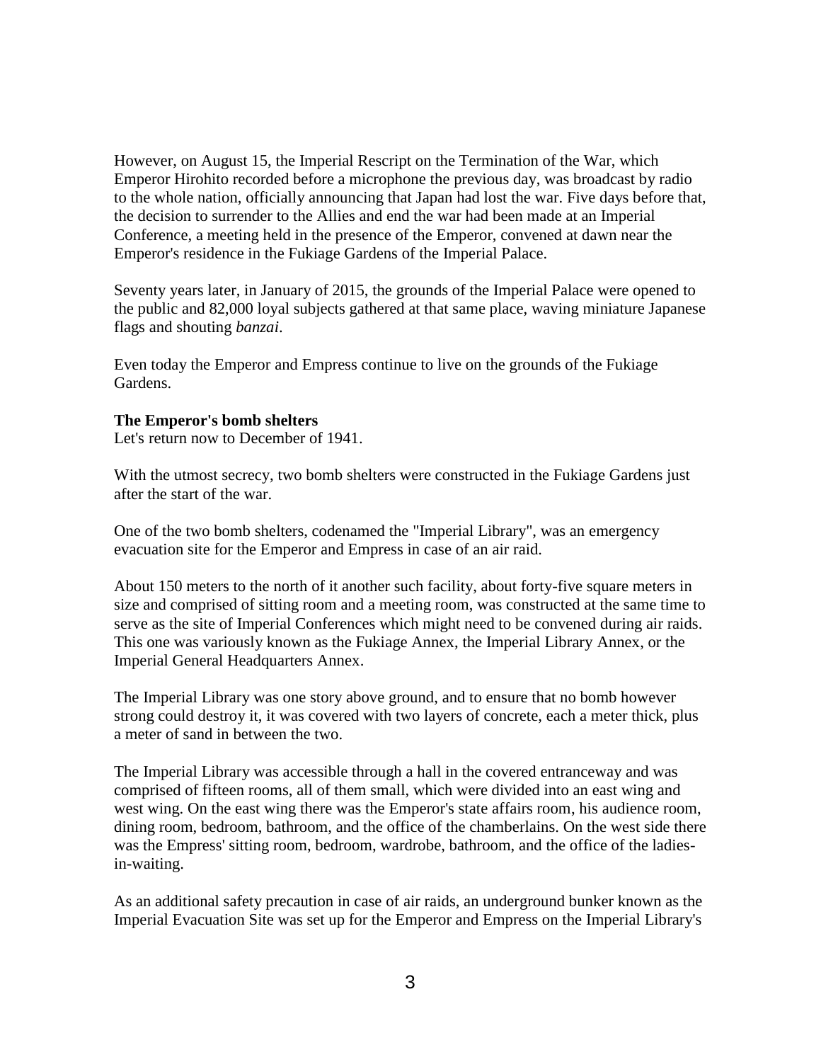However, on August 15, the Imperial Rescript on the Termination of the War, which Emperor Hirohito recorded before a microphone the previous day, was broadcast by radio to the whole nation, officially announcing that Japan had lost the war. Five days before that, the decision to surrender to the Allies and end the war had been made at an Imperial Conference, a meeting held in the presence of the Emperor, convened at dawn near the Emperor's residence in the Fukiage Gardens of the Imperial Palace.

Seventy years later, in January of 2015, the grounds of the Imperial Palace were opened to the public and 82,000 loyal subjects gathered at that same place, waving miniature Japanese flags and shouting *banzai*.

Even today the Emperor and Empress continue to live on the grounds of the Fukiage Gardens.

**The Emperor's bomb shelters**

Let's return now to December of 1941.

With the utmost secrecy, two bomb shelters were constructed in the Fukiage Gardens just after the start of the war.

One of the two bomb shelters, codenamed the "Imperial Library", was an emergency evacuation site for the Emperor and Empress in case of an air raid.

About 150 meters to the north of it another such facility, about forty-five square meters in size and comprised of sitting room and a meeting room, was constructed at the same time to serve as the site of Imperial Conferences which might need to be convened during air raids. This one was variously known as the Fukiage Annex, the Imperial Library Annex, or the Imperial General Headquarters Annex.

The Imperial Library was one story above ground, and to ensure that no bomb however strong could destroy it, it was covered with two layers of concrete, each a meter thick, plus a meter of sand in between the two.

The Imperial Library was accessible through a hall in the covered entranceway and was comprised of fifteen rooms, all of them small, which were divided into an east wing and west wing. On the east wing there was the Emperor's state affairs room, his audience room, dining room, bedroom, bathroom, and the office of the chamberlains. On the west side there was the Empress' sitting room, bedroom, wardrobe, bathroom, and the office of the ladies-in-waiting.

As an additional safety precaution in case of air raids, an underground bunker known as the Imperial Evacuation Site was set up for the Emperor and Empress on the Imperial Library's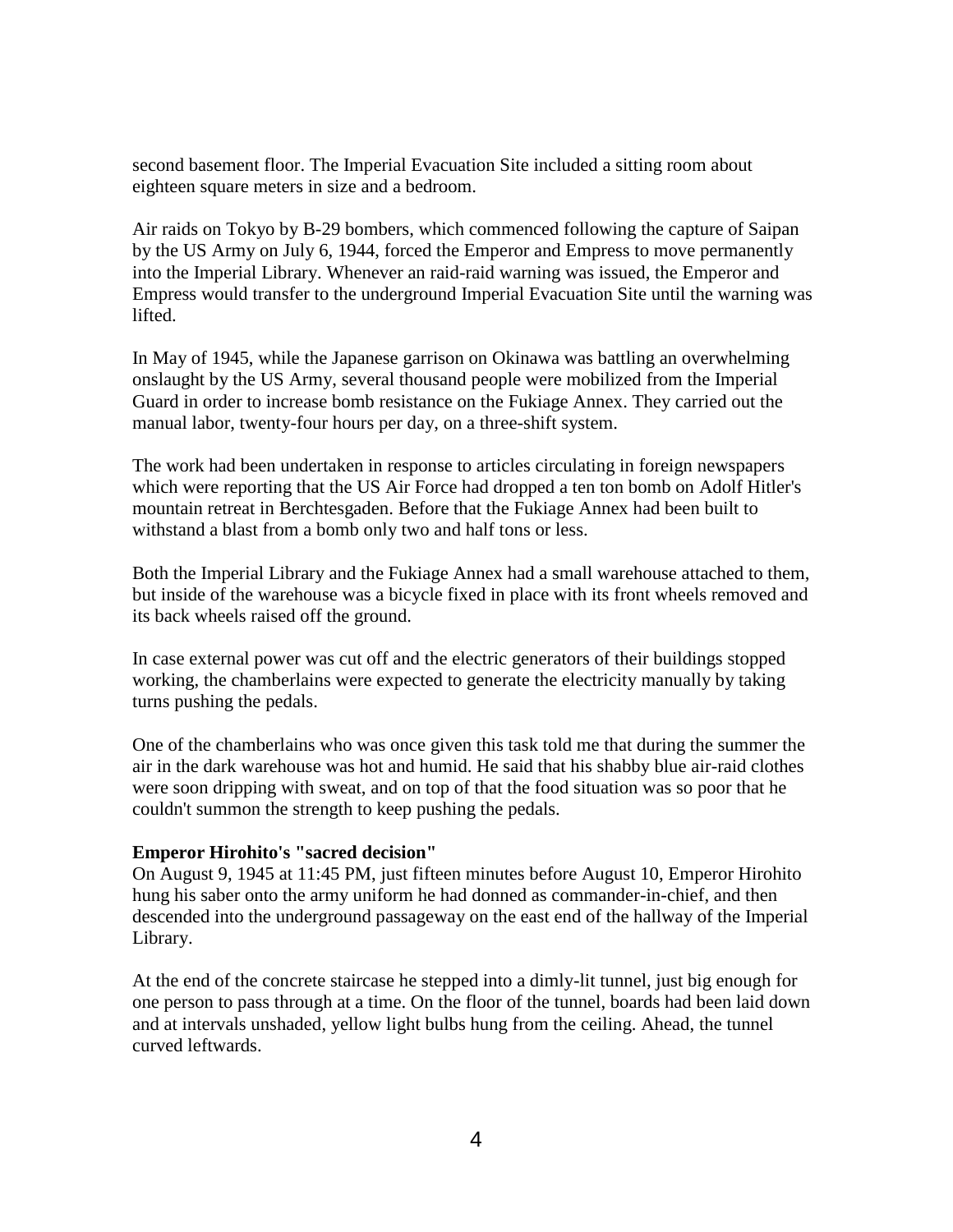second basement floor. The Imperial Evacuation Site included a sitting room about eighteen square meters in size and a bedroom.

Air raids on Tokyo by B-29 bombers, which commenced following the capture of Saipan by the US Army on July 6, 1944, forced the Emperor and Empress to move permanently into the Imperial Library. Whenever an raid-raid warning was issued, the Emperor and Empress would transfer to the underground Imperial Evacuation Site until the warning was lifted.

In May of 1945, while the Japanese garrison on Okinawa was battling an overwhelming onslaught by the US Army, several thousand people were mobilized from the Imperial Guard in order to increase bomb resistance on the Fukiage Annex. They carried out the manual labor, twenty-four hours per day, on a three-shift system.

The work had been undertaken in response to articles circulating in foreign newspapers which were reporting that the US Air Force had dropped a ten ton bomb on Adolf Hitler's mountain retreat in Berchtesgaden. Before that the Fukiage Annex had been built to withstand a blast from a bomb only two and half tons or less.

Both the Imperial Library and the Fukiage Annex had a small warehouse attached to them, but inside of the warehouse was a bicycle fixed in place with its front wheels removed and its back wheels raised off the ground.

In case external power was cut off and the electric generators of their buildings stopped working, the chamberlains were expected to generate the electricity manually by taking turns pushing the pedals.

One of the chamberlains who was once given this task told me that during the summer the air in the dark warehouse was hot and humid. He said that his shabby blue air-raid clothes were soon dripping with sweat, and on top of that the food situation was so poor that he couldn't summon the strength to keep pushing the pedals.

**Emperor Hirohito's "sacred decision"**

On August 9, 1945 at 11:45 PM, just fifteen minutes before August 10, Emperor Hirohito hung his saber onto the army uniform he had donned as commander-in-chief, and then descended into the underground passageway on the east end of the hallway of the Imperial Library.

At the end of the concrete staircase he stepped into a dimly-lit tunnel, just big enough for one person to pass through at a time. On the floor of the tunnel, boards had been laid down and at intervals unshaded, yellow light bulbs hung from the ceiling. Ahead, the tunnel curved leftwards.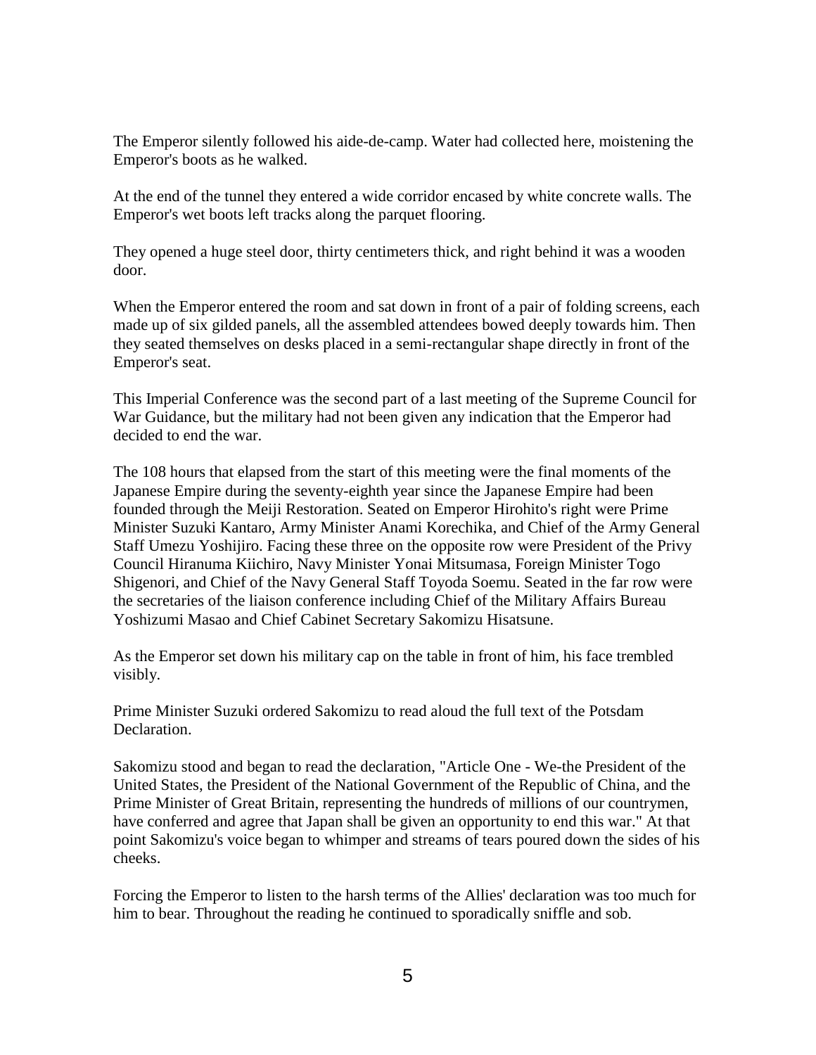The Emperor silently followed his aide-de-camp. Water had collected here, moistening the Emperor's boots as he walked.

At the end of the tunnel they entered a wide corridor encased by white concrete walls. The Emperor's wet boots left tracks along the parquet flooring.

They opened a huge steel door, thirty centimeters thick, and right behind it was a wooden door.

When the Emperor entered the room and sat down in front of a pair of folding screens, each made up of six gilded panels, all the assembled attendees bowed deeply towards him. Then they seated themselves on desks placed in a semi-rectangular shape directly in front of the Emperor's seat.

This Imperial Conference was the second part of a last meeting of the Supreme Council for War Guidance, but the military had not been given any indication that the Emperor had decided to end the war.

The 108 hours that elapsed from the start of this meeting were the final moments of the Japanese Empire during the seventy-eighth year since the Japanese Empire had been founded through the Meiji Restoration. Seated on Emperor Hirohito's right were Prime Minister Suzuki Kantaro, Army Minister Anami Korechika, and Chief of the Army General Staff Umezu Yoshijiro. Facing these three on the opposite row were President of the Privy Council Hiranuma Kiichiro, Navy Minister Yonai Mitsumasa, Foreign Minister Togo Shigenori, and Chief of the Navy General Staff Toyoda Soemu. Seated in the far row were the secretaries of the liaison conference including Chief of the Military Affairs Bureau Yoshizumi Masao and Chief Cabinet Secretary Sakomizu Hisatsune.

As the Emperor set down his military cap on the table in front of him, his face trembled visibly.

Prime Minister Suzuki ordered Sakomizu to read aloud the full text of the Potsdam Declaration.

Sakomizu stood and began to read the declaration, "Article One - We-the President of the United States, the President of the National Government of the Republic of China, and the Prime Minister of Great Britain, representing the hundreds of millions of our countrymen, have conferred and agree that Japan shall be given an opportunity to end this war." At that point Sakomizu's voice began to whimper and streams of tears poured down the sides of his cheeks.

Forcing the Emperor to listen to the harsh terms of the Allies' declaration was too much for him to bear. Throughout the reading he continued to sporadically sniffle and sob.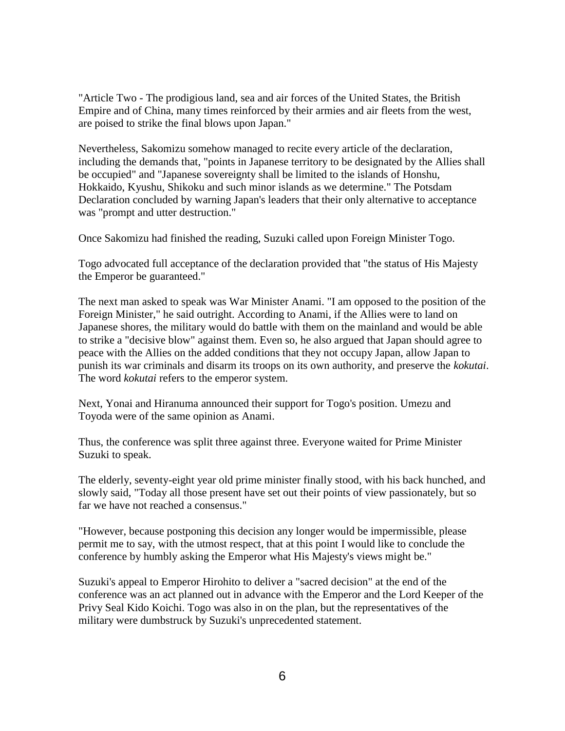"Article Two - The prodigious land, sea and air forces of the United States, the British Empire and of China, many times reinforced by their armies and air fleets from the west, are poised to strike the final blows upon Japan."

Nevertheless, Sakomizu somehow managed to recite every article of the declaration, including the demands that, "points in Japanese territory to be designated by the Allies shall be occupied" and "Japanese sovereignty shall be limited to the islands of Honshu, Hokkaido, Kyushu, Shikoku and such minor islands as we determine." The Potsdam Declaration concluded by warning Japan's leaders that their only alternative to acceptance was "prompt and utter destruction."

Once Sakomizu had finished the reading, Suzuki called upon Foreign Minister Togo.

Togo advocated full acceptance of the declaration provided that "the status of His Majesty the Emperor be guaranteed."

The next man asked to speak was War Minister Anami. "I am opposed to the position of the Foreign Minister," he said outright. According to Anami, if the Allies were to land on Japanese shores, the military would do battle with them on the mainland and would be able to strike a "decisive blow" against them. Even so, he also argued that Japan should agree to peace with the Allies on the added conditions that they not occupy Japan, allow Japan to punish its war criminals and disarm its troops on its own authority, and preserve the *kokutai*. The word *kokutai* refers to the emperor system.

Next, Yonai and Hiranuma announced their support for Togo's position. Umezu and Toyoda were of the same opinion as Anami.

Thus, the conference was split three against three. Everyone waited for Prime Minister Suzuki to speak.

The elderly, seventy-eight year old prime minister finally stood, with his back hunched, and slowly said, "Today all those present have set out their points of view passionately, but so far we have not reached a consensus."

"However, because postponing this decision any longer would be impermissible, please permit me to say, with the utmost respect, that at this point I would like to conclude the conference by humbly asking the Emperor what His Majesty's views might be."

Suzuki's appeal to Emperor Hirohito to deliver a "sacred decision" at the end of the conference was an act planned out in advance with the Emperor and the Lord Keeper of the Privy Seal Kido Koichi. Togo was also in on the plan, but the representatives of the military were dumbstruck by Suzuki's unprecedented statement.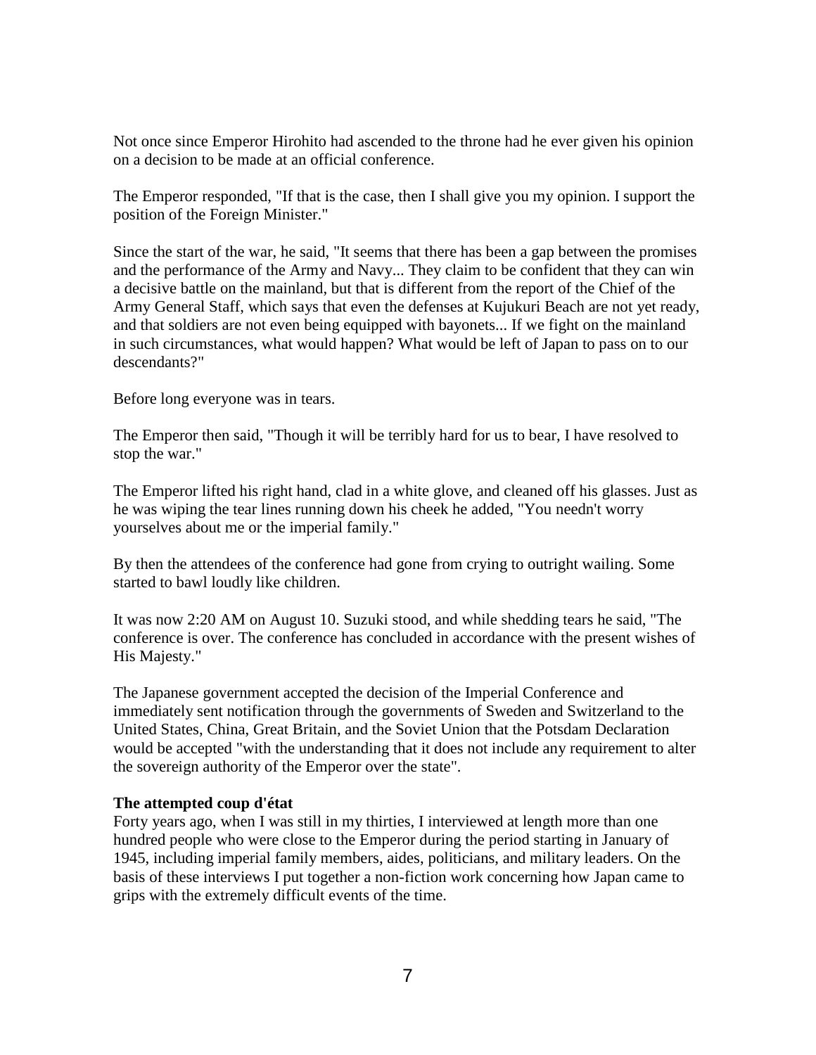Not once since Emperor Hirohito had ascended to the throne had he ever given his opinion on a decision to be made at an official conference.

The Emperor responded, "If that is the case, then I shall give you my opinion. I support the position of the Foreign Minister."

Since the start of the war, he said, "It seems that there has been a gap between the promises and the performance of the Army and Navy... They claim to be confident that they can win a decisive battle on the mainland, but that is different from the report of the Chief of the Army General Staff, which says that even the defenses at Kujukuri Beach are not yet ready, and that soldiers are not even being equipped with bayonets... If we fight on the mainland in such circumstances, what would happen? What would be left of Japan to pass on to our descendants?"

Before long everyone was in tears.

The Emperor then said, "Though it will be terribly hard for us to bear, I have resolved to stop the war."

The Emperor lifted his right hand, clad in a white glove, and cleaned off his glasses. Just as he was wiping the tear lines running down his cheek he added, "You needn't worry yourselves about me or the imperial family."

By then the attendees of the conference had gone from crying to outright wailing. Some started to bawl loudly like children.

It was now 2:20 AM on August 10. Suzuki stood, and while shedding tears he said, "The conference is over. The conference has concluded in accordance with the present wishes of His Majesty."

The Japanese government accepted the decision of the Imperial Conference and immediately sent notification through the governments of Sweden and Switzerland to the United States, China, Great Britain, and the Soviet Union that the Potsdam Declaration would be accepted "with the understanding that it does not include any requirement to alter the sovereign authority of the Emperor over the state".

**The attempted coup d'état**

Forty years ago, when I was still in my thirties, I interviewed at length more than one hundred people who were close to the Emperor during the period starting in January of 1945, including imperial family members, aides, politicians, and military leaders. On the basis of these interviews I put together a non-fiction work concerning how Japan came to grips with the extremely difficult events of the time.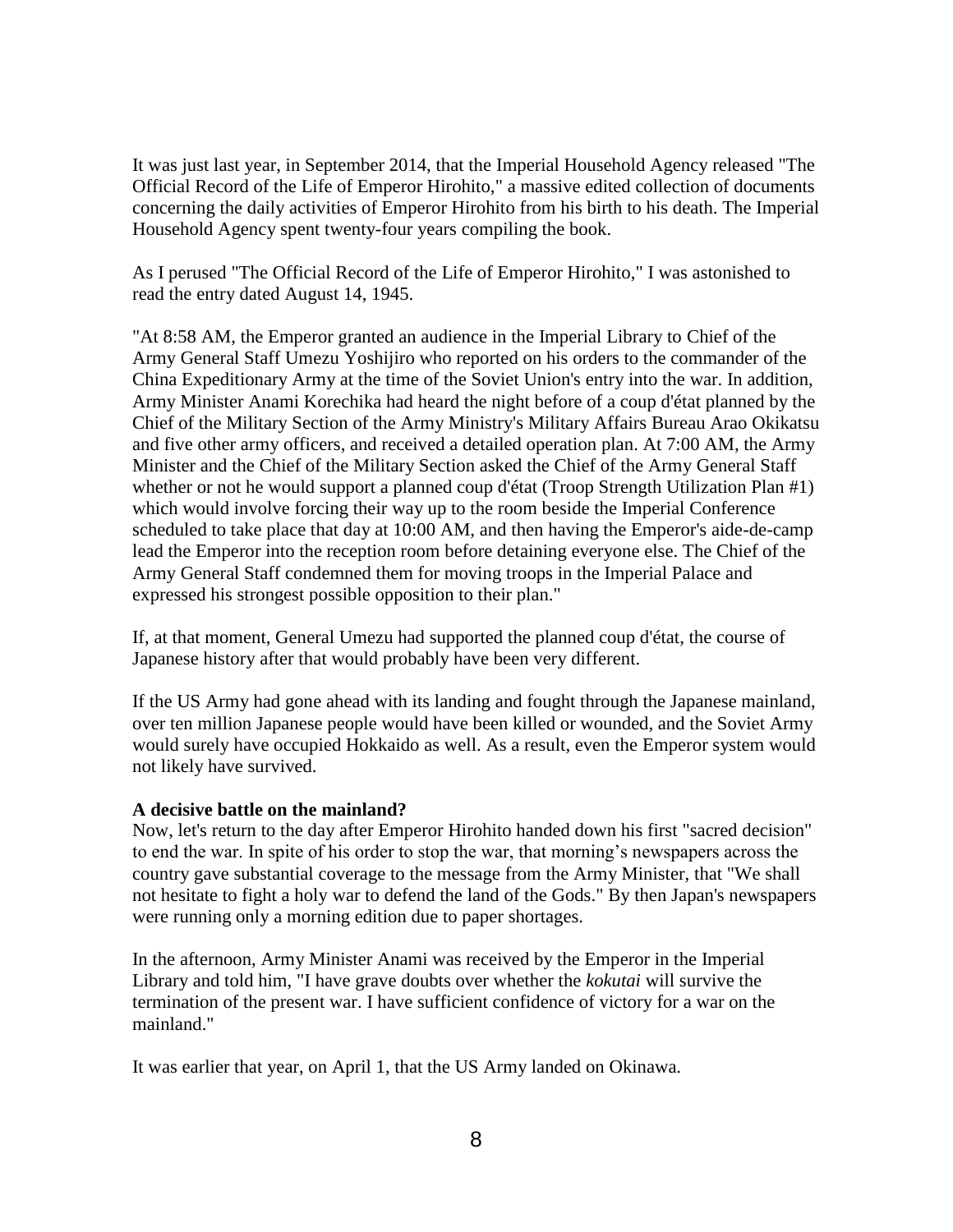It was just last year, in September 2014, that the Imperial Household Agency released "The Official Record of the Life of Emperor Hirohito," a massive edited collection of documents concerning the daily activities of Emperor Hirohito from his birth to his death. The Imperial Household Agency spent twenty-four years compiling the book.

As I perused "The Official Record of the Life of Emperor Hirohito," I was astonished to read the entry dated August 14, 1945.

"At 8:58 AM, the Emperor granted an audience in the Imperial Library to Chief of the Army General Staff Umezu Yoshijiro who reported on his orders to the commander of the China Expeditionary Army at the time of the Soviet Union's entry into the war. In addition, Army Minister Anami Korechika had heard the night before of a coup d'état planned by the Chief of the Military Section of the Army Ministry's Military Affairs Bureau Arao Okikatsu and five other army officers, and received a detailed operation plan. At 7:00 AM, the Army Minister and the Chief of the Military Section asked the Chief of the Army General Staff whether or not he would support a planned coup d'état (Troop Strength Utilization Plan #1) which would involve forcing their way up to the room beside the Imperial Conference scheduled to take place that day at 10:00 AM, and then having the Emperor's aide-de-camp lead the Emperor into the reception room before detaining everyone else. The Chief of the Army General Staff condemned them for moving troops in the Imperial Palace and expressed his strongest possible opposition to their plan."

If, at that moment, General Umezu had supported the planned coup d'état, the course of Japanese history after that would probably have been very different.

If the US Army had gone ahead with its landing and fought through the Japanese mainland, over ten million Japanese people would have been killed or wounded, and the Soviet Army would surely have occupied Hokkaido as well. As a result, even the Emperor system would not likely have survived.

**A decisive battle on the mainland?**

Now, let's return to the day after Emperor Hirohito handed down his first "sacred decision" to end the war. In spite of his order to stop the war, that morning's newspapers across the country gave substantial coverage to the message from the Army Minister, that "We shall not hesitate to fight a holy war to defend the land of the Gods." By then Japan's newspapers were running only a morning edition due to paper shortages.

In the afternoon, Army Minister Anami was received by the Emperor in the Imperial Library and told him, "I have grave doubts over whether the *kokutai* will survive the termination of the present war. I have sufficient confidence of victory for a war on the mainland."

It was earlier that year, on April 1, that the US Army landed on Okinawa.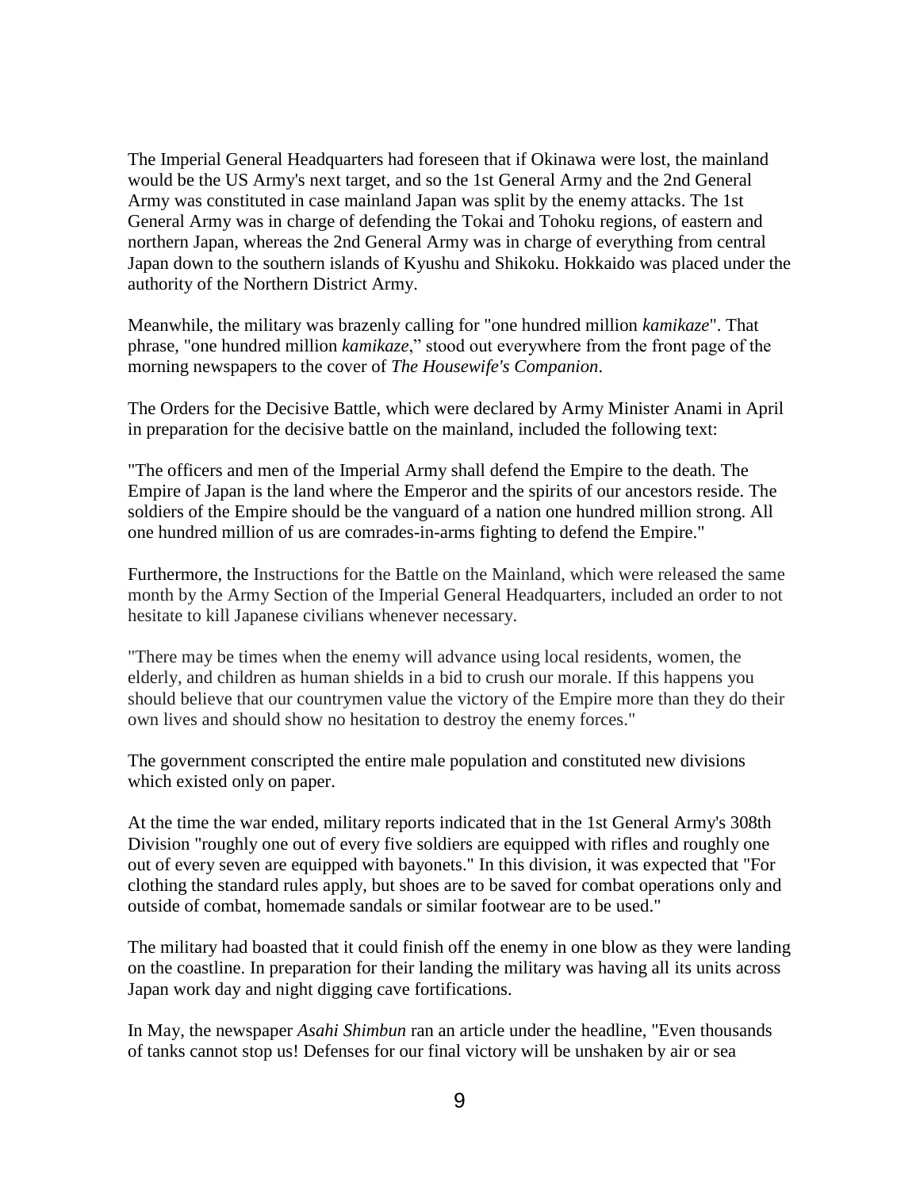The Imperial General Headquarters had foreseen that if Okinawa were lost, the mainland would be the US Army's next target, and so the 1st General Army and the 2nd General Army was constituted in case mainland Japan was split by the enemy attacks. The 1st General Army was in charge of defending the Tokai and Tohoku regions, of eastern and northern Japan, whereas the 2nd General Army was in charge of everything from central Japan down to the southern islands of Kyushu and Shikoku. Hokkaido was placed under the authority of the Northern District Army.

Meanwhile, the military was brazenly calling for "one hundred million *kamikaze*". That phrase, "one hundred million *kamikaze*," stood out everywhere from the front page of the morning newspapers to the cover of *The Housewife's Companion*.

The Orders for the Decisive Battle, which were declared by Army Minister Anami in April in preparation for the decisive battle on the mainland, included the following text:

"The officers and men of the Imperial Army shall defend the Empire to the death. The Empire of Japan is the land where the Emperor and the spirits of our ancestors reside. The soldiers of the Empire should be the vanguard of a nation one hundred million strong. All one hundred million of us are comrades-in-arms fighting to defend the Empire."

Furthermore, the Instructions for the Battle on the Mainland, which were released the same month by the Army Section of the Imperial General Headquarters, included an order to not hesitate to kill Japanese civilians whenever necessary.

"There may be times when the enemy will advance using local residents, women, the elderly, and children as human shields in a bid to crush our morale. If this happens you should believe that our countrymen value the victory of the Empire more than they do their own lives and should show no hesitation to destroy the enemy forces."

The government conscripted the entire male population and constituted new divisions which existed only on paper.

At the time the war ended, military reports indicated that in the 1st General Army's 308th Division "roughly one out of every five soldiers are equipped with rifles and roughly one out of every seven are equipped with bayonets." In this division, it was expected that "For clothing the standard rules apply, but shoes are to be saved for combat operations only and outside of combat, homemade sandals or similar footwear are to be used."

The military had boasted that it could finish off the enemy in one blow as they were landing on the coastline. In preparation for their landing the military was having all its units across Japan work day and night digging cave fortifications.

In May, the newspaper *Asahi Shimbun* ran an article under the headline, "Even thousands of tanks cannot stop us! Defenses for our final victory will be unshaken by air or sea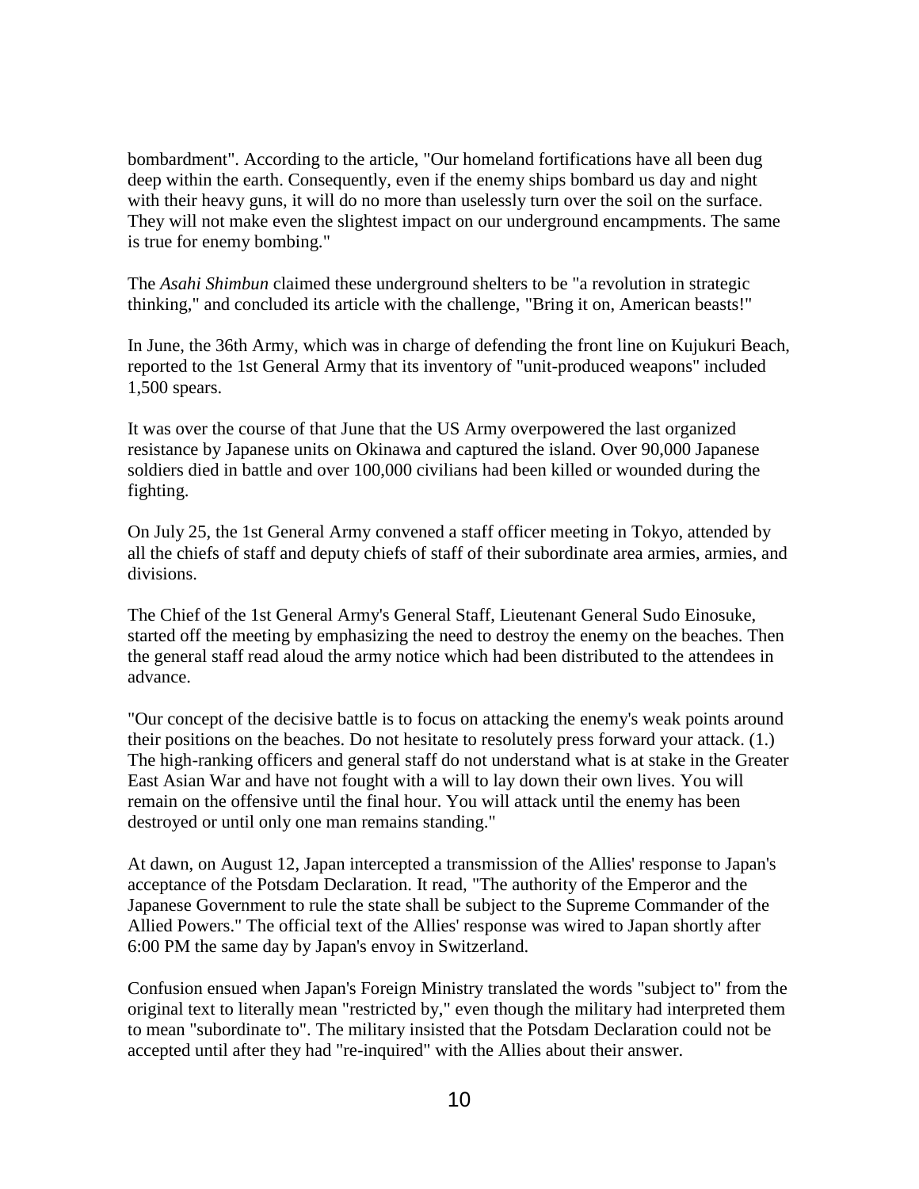bombardment". According to the article, "Our homeland fortifications have all been dug deep within the earth. Consequently, even if the enemy ships bombard us day and night with their heavy guns, it will do no more than uselessly turn over the soil on the surface. They will not make even the slightest impact on our underground encampments. The same is true for enemy bombing."

The *Asahi Shimbun* claimed these underground shelters to be "a revolution in strategic thinking," and concluded its article with the challenge, "Bring it on, American beasts!"

In June, the 36th Army, which was in charge of defending the front line on Kujukuri Beach, reported to the 1st General Army that its inventory of "unit-produced weapons" included 1,500 spears.

It was over the course of that June that the US Army overpowered the last organized resistance by Japanese units on Okinawa and captured the island. Over 90,000 Japanese soldiers died in battle and over 100,000 civilians had been killed or wounded during the fighting.

On July 25, the 1st General Army convened a staff officer meeting in Tokyo, attended by all the chiefs of staff and deputy chiefs of staff of their subordinate area armies, armies, and divisions.

The Chief of the 1st General Army's General Staff, Lieutenant General Sudo Einosuke, started off the meeting by emphasizing the need to destroy the enemy on the beaches. Then the general staff read aloud the army notice which had been distributed to the attendees in advance.

"Our concept of the decisive battle is to focus on attacking the enemy's weak points around their positions on the beaches. Do not hesitate to resolutely press forward your attack. (1.) The high-ranking officers and general staff do not understand what is at stake in the Greater East Asian War and have not fought with a will to lay down their own lives. You will remain on the offensive until the final hour. You will attack until the enemy has been destroyed or until only one man remains standing."

At dawn, on August 12, Japan intercepted a transmission of the Allies' response to Japan's acceptance of the Potsdam Declaration. It read, "The authority of the Emperor and the Japanese Government to rule the state shall be subject to the Supreme Commander of the Allied Powers." The official text of the Allies' response was wired to Japan shortly after 6:00 PM the same day by Japan's envoy in Switzerland.

Confusion ensued when Japan's Foreign Ministry translated the words "subject to" from the original text to literally mean "restricted by," even though the military had interpreted them to mean "subordinate to". The military insisted that the Potsdam Declaration could not be accepted until after they had "re-inquired" with the Allies about their answer.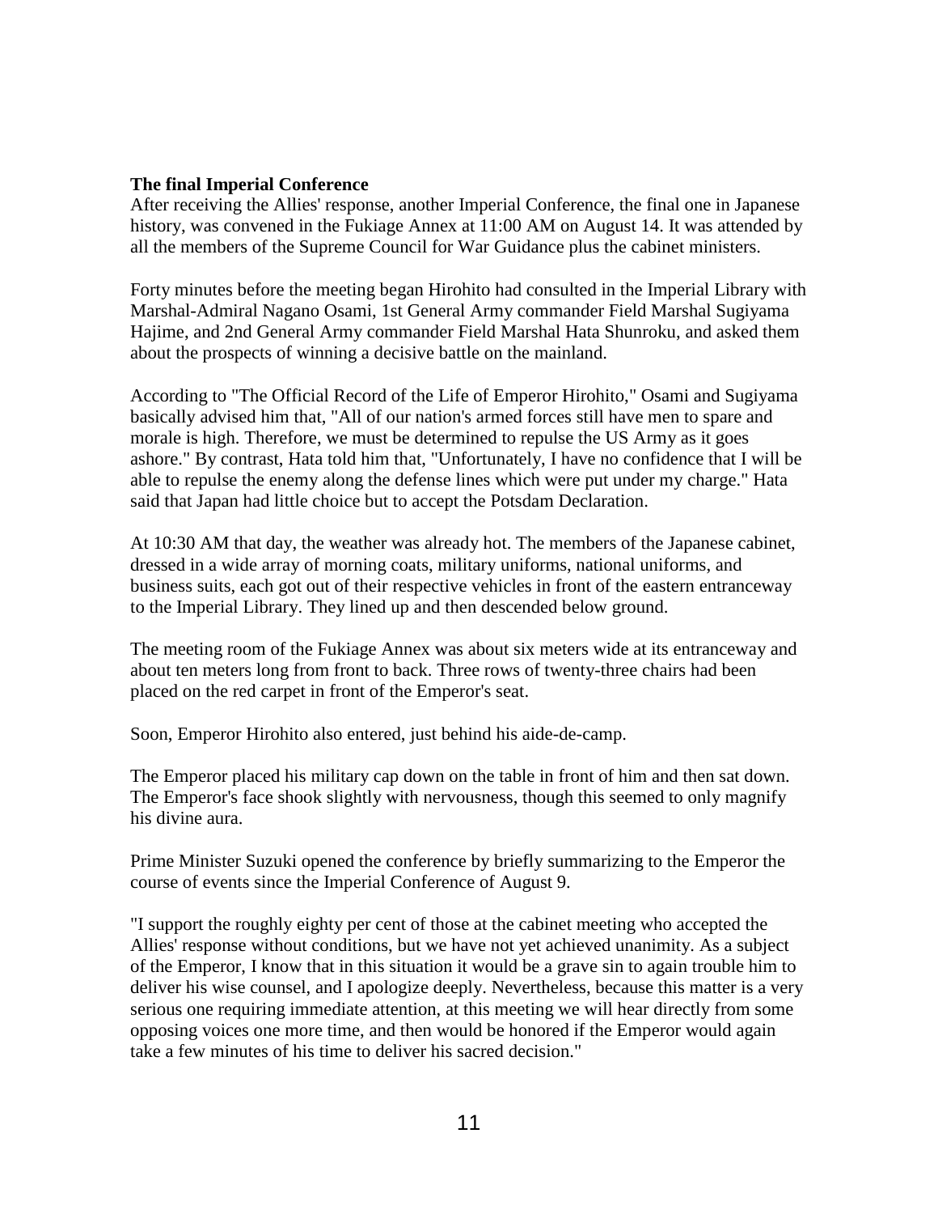**The final Imperial Conference**

After receiving the Allies' response, another Imperial Conference, the final one in Japanese history, was convened in the Fukiage Annex at 11:00 AM on August 14. It was attended by all the members of the Supreme Council for War Guidance plus the cabinet ministers.

Forty minutes before the meeting began Hirohito had consulted in the Imperial Library with Marshal-Admiral Nagano Osami, 1st General Army commander Field Marshal Sugiyama Hajime, and 2nd General Army commander Field Marshal Hata Shunroku, and asked them about the prospects of winning a decisive battle on the mainland.

According to "The Official Record of the Life of Emperor Hirohito," Osami and Sugiyama basically advised him that, "All of our nation's armed forces still have men to spare and morale is high. Therefore, we must be determined to repulse the US Army as it goes ashore." By contrast, Hata told him that, "Unfortunately, I have no confidence that I will be able to repulse the enemy along the defense lines which were put under my charge." Hata said that Japan had little choice but to accept the Potsdam Declaration.

At 10:30 AM that day, the weather was already hot. The members of the Japanese cabinet, dressed in a wide array of morning coats, military uniforms, national uniforms, and business suits, each got out of their respective vehicles in front of the eastern entranceway to the Imperial Library. They lined up and then descended below ground.

The meeting room of the Fukiage Annex was about six meters wide at its entranceway and about ten meters long from front to back. Three rows of twenty-three chairs had been placed on the red carpet in front of the Emperor's seat.

Soon, Emperor Hirohito also entered, just behind his aide-de-camp.

The Emperor placed his military cap down on the table in front of him and then sat down. The Emperor's face shook slightly with nervousness, though this seemed to only magnify his divine aura.

Prime Minister Suzuki opened the conference by briefly summarizing to the Emperor the course of events since the Imperial Conference of August 9.

"I support the roughly eighty per cent of those at the cabinet meeting who accepted the Allies' response without conditions, but we have not yet achieved unanimity. As a subject of the Emperor, I know that in this situation it would be a grave sin to again trouble him to deliver his wise counsel, and I apologize deeply. Nevertheless, because this matter is a very serious one requiring immediate attention, at this meeting we will hear directly from some opposing voices one more time, and then would be honored if the Emperor would again take a few minutes of his time to deliver his sacred decision."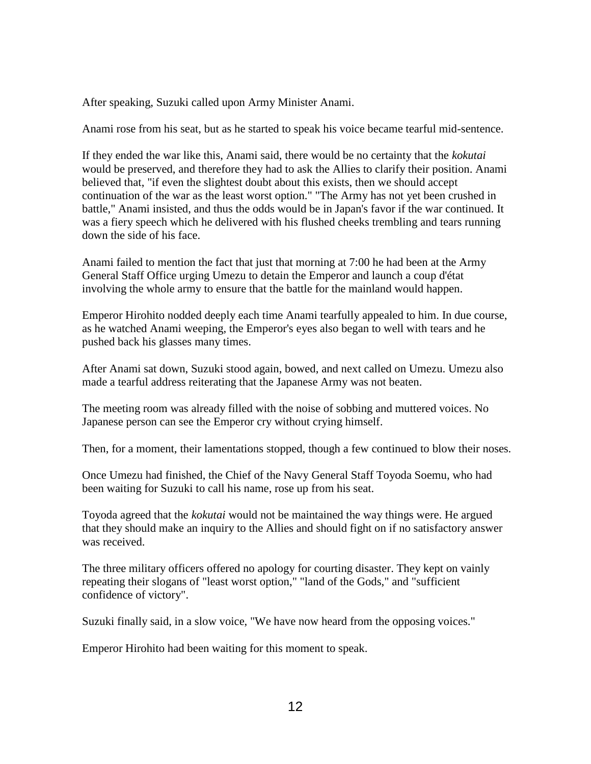After speaking, Suzuki called upon Army Minister Anami.

Anami rose from his seat, but as he started to speak his voice became tearful mid-sentence.

If they ended the war like this, Anami said, there would be no certainty that the *kokutai* would be preserved, and therefore they had to ask the Allies to clarify their position. Anami believed that, "if even the slightest doubt about this exists, then we should accept continuation of the war as the least worst option." "The Army has not yet been crushed in battle," Anami insisted, and thus the odds would be in Japan's favor if the war continued. It was a fiery speech which he delivered with his flushed cheeks trembling and tears running down the side of his face.

Anami failed to mention the fact that just that morning at 7:00 he had been at the Army General Staff Office urging Umezu to detain the Emperor and launch a coup d'état involving the whole army to ensure that the battle for the mainland would happen.

Emperor Hirohito nodded deeply each time Anami tearfully appealed to him. In due course, as he watched Anami weeping, the Emperor's eyes also began to well with tears and he pushed back his glasses many times.

After Anami sat down, Suzuki stood again, bowed, and next called on Umezu. Umezu also made a tearful address reiterating that the Japanese Army was not beaten.

The meeting room was already filled with the noise of sobbing and muttered voices. No Japanese person can see the Emperor cry without crying himself.

Then, for a moment, their lamentations stopped, though a few continued to blow their noses.

Once Umezu had finished, the Chief of the Navy General Staff Toyoda Soemu, who had been waiting for Suzuki to call his name, rose up from his seat.

Toyoda agreed that the *kokutai* would not be maintained the way things were. He argued that they should make an inquiry to the Allies and should fight on if no satisfactory answer was received.

The three military officers offered no apology for courting disaster. They kept on vainly repeating their slogans of "least worst option," "land of the Gods," and "sufficient confidence of victory".

Suzuki finally said, in a slow voice, "We have now heard from the opposing voices."

Emperor Hirohito had been waiting for this moment to speak.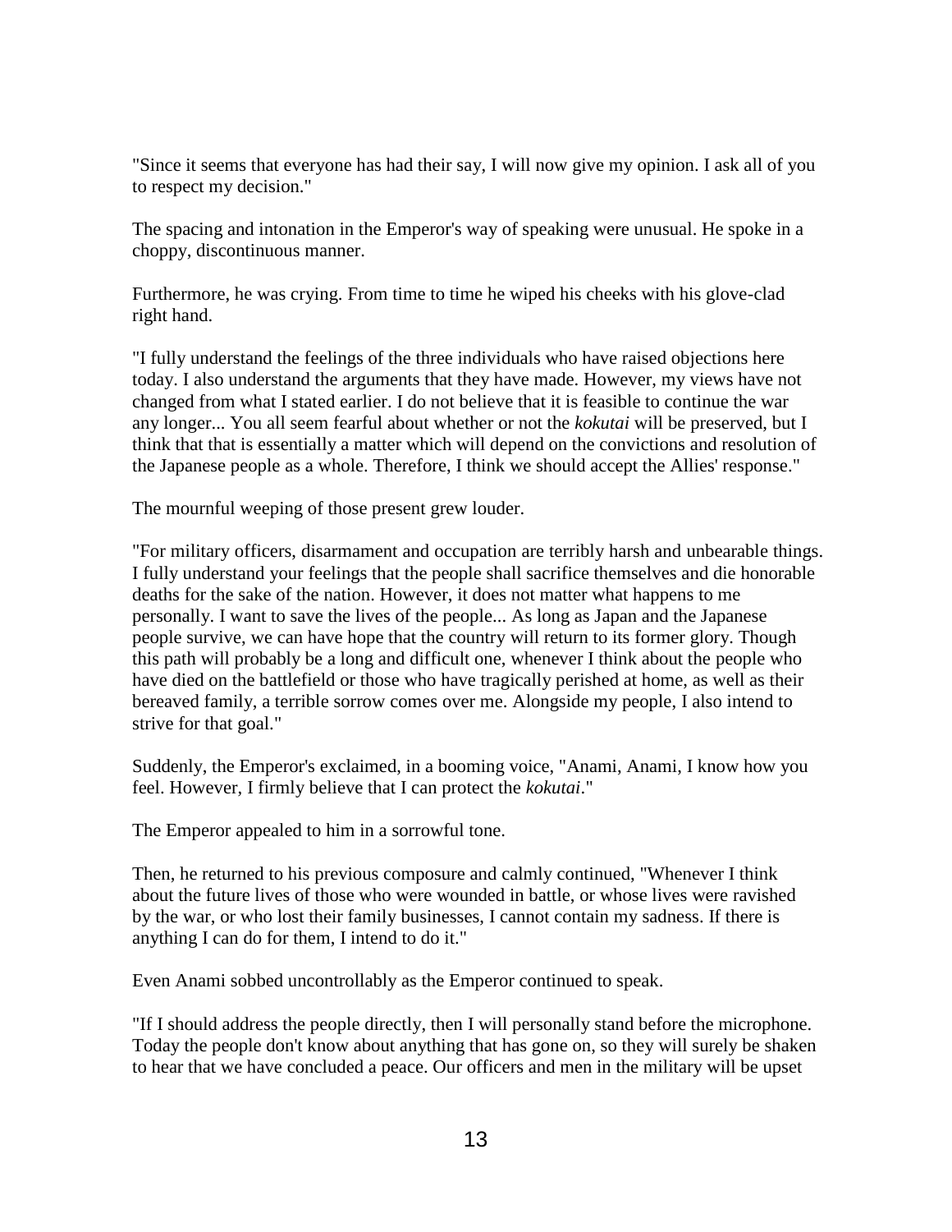"Since it seems that everyone has had their say, I will now give my opinion. I ask all of you to respect my decision."

The spacing and intonation in the Emperor's way of speaking were unusual. He spoke in a choppy, discontinuous manner.

Furthermore, he was crying. From time to time he wiped his cheeks with his glove-clad right hand.

"I fully understand the feelings of the three individuals who have raised objections here today. I also understand the arguments that they have made. However, my views have not changed from what I stated earlier. I do not believe that it is feasible to continue the war any longer... You all seem fearful about whether or not the *kokutai* will be preserved, but I think that that is essentially a matter which will depend on the convictions and resolution of the Japanese people as a whole. Therefore, I think we should accept the Allies' response."

The mournful weeping of those present grew louder.

"For military officers, disarmament and occupation are terribly harsh and unbearable things. I fully understand your feelings that the people shall sacrifice themselves and die honorable deaths for the sake of the nation. However, it does not matter what happens to me personally. I want to save the lives of the people... As long as Japan and the Japanese people survive, we can have hope that the country will return to its former glory. Though this path will probably be a long and difficult one, whenever I think about the people who have died on the battlefield or those who have tragically perished at home, as well as their bereaved family, a terrible sorrow comes over me. Alongside my people, I also intend to strive for that goal."

Suddenly, the Emperor's exclaimed, in a booming voice, "Anami, Anami, I know how you feel. However, I firmly believe that I can protect the *kokutai*."

The Emperor appealed to him in a sorrowful tone.

Then, he returned to his previous composure and calmly continued, "Whenever I think about the future lives of those who were wounded in battle, or whose lives were ravished by the war, or who lost their family businesses, I cannot contain my sadness. If there is anything I can do for them, I intend to do it."

Even Anami sobbed uncontrollably as the Emperor continued to speak.

"If I should address the people directly, then I will personally stand before the microphone. Today the people don't know about anything that has gone on, so they will surely be shaken to hear that we have concluded a peace. Our officers and men in the military will be upset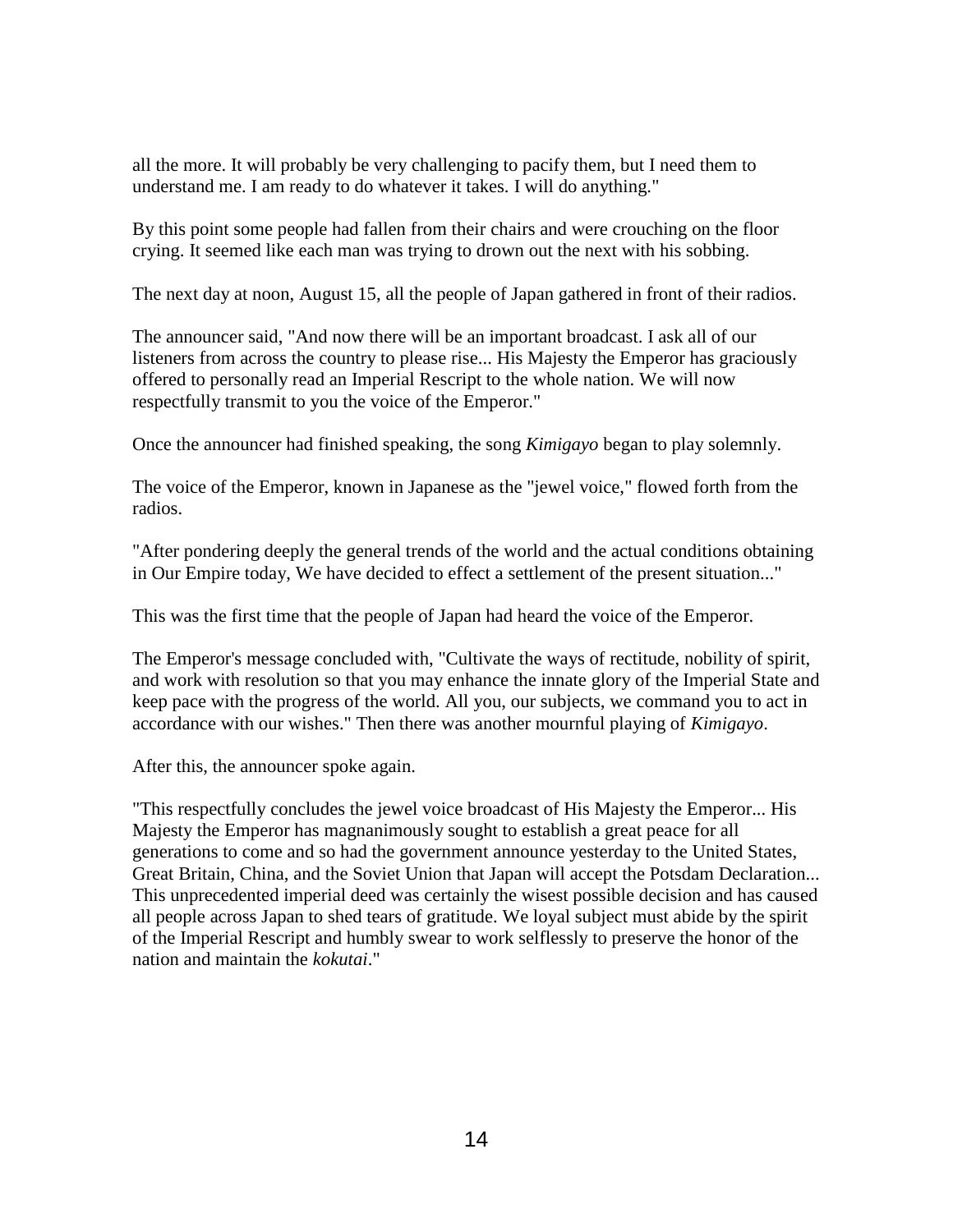all the more. It will probably be very challenging to pacify them, but I need them to understand me. I am ready to do whatever it takes. I will do anything."

By this point some people had fallen from their chairs and were crouching on the floor crying. It seemed like each man was trying to drown out the next with his sobbing.

The next day at noon, August 15, all the people of Japan gathered in front of their radios.

The announcer said, "And now there will be an important broadcast. I ask all of our listeners from across the country to please rise... His Majesty the Emperor has graciously offered to personally read an Imperial Rescript to the whole nation. We will now respectfully transmit to you the voice of the Emperor."

Once the announcer had finished speaking, the song *Kimigayo* began to play solemnly.

The voice of the Emperor, known in Japanese as the "jewel voice," flowed forth from the radios.

"After pondering deeply the general trends of the world and the actual conditions obtaining in Our Empire today, We have decided to effect a settlement of the present situation..."

This was the first time that the people of Japan had heard the voice of the Emperor.

The Emperor's message concluded with, "Cultivate the ways of rectitude, nobility of spirit, and work with resolution so that you may enhance the innate glory of the Imperial State and keep pace with the progress of the world. All you, our subjects, we command you to act in accordance with our wishes." Then there was another mournful playing of *Kimigayo*.

After this, the announcer spoke again.

"This respectfully concludes the jewel voice broadcast of His Majesty the Emperor... His Majesty the Emperor has magnanimously sought to establish a great peace for all generations to come and so had the government announce yesterday to the United States, Great Britain, China, and the Soviet Union that Japan will accept the Potsdam Declaration... This unprecedented imperial deed was certainly the wisest possible decision and has caused all people across Japan to shed tears of gratitude. We loyal subject must abide by the spirit of the Imperial Rescript and humbly swear to work selflessly to preserve the honor of the nation and maintain the *kokutai*."